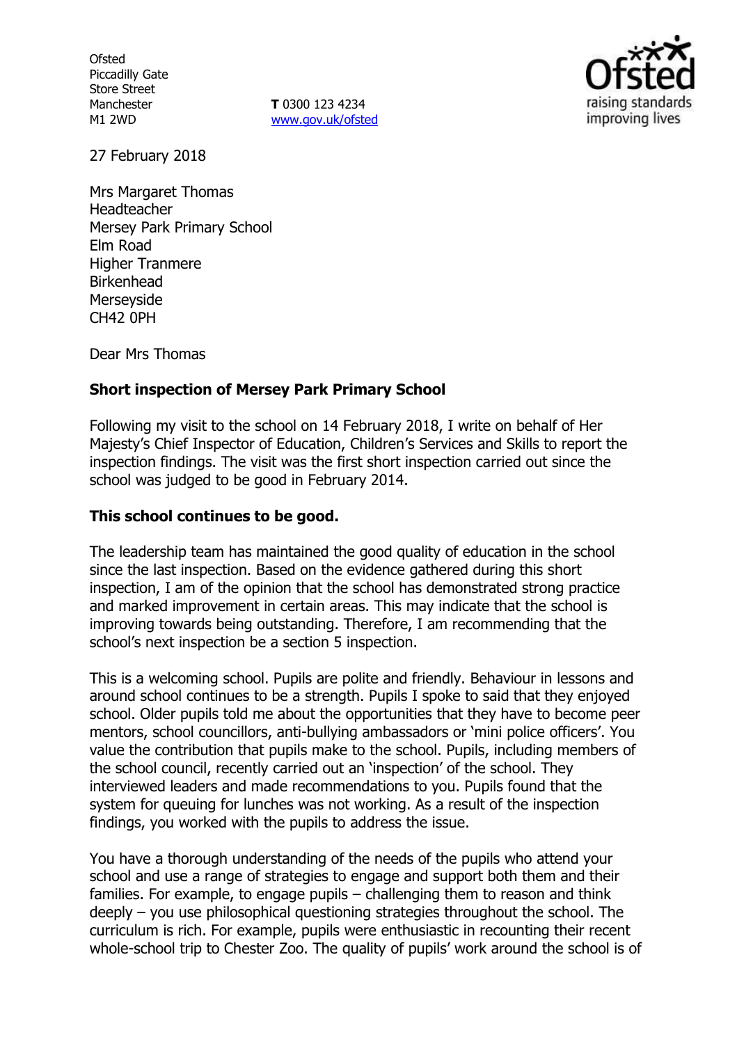Ofsted
Piccadilly Gate
Store Street
Manchester
M1 2WD

**T** 0300 123 4234
www.gov.uk/ofsted

27 February 2018

Mrs Margaret Thomas
Headteacher
Mersey Park Primary School
Elm Road
Higher Tranmere
Birkenhead
Merseyside
CH42 0PH

Dear Mrs Thomas

**Short inspection of Mersey Park Primary School**

Following my visit to the school on 14 February 2018, I write on behalf of Her Majesty's Chief Inspector of Education, Children's Services and Skills to report the inspection findings. The visit was the first short inspection carried out since the school was judged to be good in February 2014.

**This school continues to be good.**

The leadership team has maintained the good quality of education in the school since the last inspection. Based on the evidence gathered during this short inspection, I am of the opinion that the school has demonstrated strong practice and marked improvement in certain areas. This may indicate that the school is improving towards being outstanding. Therefore, I am recommending that the school's next inspection be a section 5 inspection.

This is a welcoming school. Pupils are polite and friendly. Behaviour in lessons and around school continues to be a strength. Pupils I spoke to said that they enjoyed school. Older pupils told me about the opportunities that they have to become peer mentors, school councillors, anti-bullying ambassadors or 'mini police officers'. You value the contribution that pupils make to the school. Pupils, including members of the school council, recently carried out an 'inspection' of the school. They interviewed leaders and made recommendations to you. Pupils found that the system for queuing for lunches was not working. As a result of the inspection findings, you worked with the pupils to address the issue.

You have a thorough understanding of the needs of the pupils who attend your school and use a range of strategies to engage and support both them and their families. For example, to engage pupils – challenging them to reason and think deeply – you use philosophical questioning strategies throughout the school. The curriculum is rich. For example, pupils were enthusiastic in recounting their recent whole-school trip to Chester Zoo. The quality of pupils' work around the school is of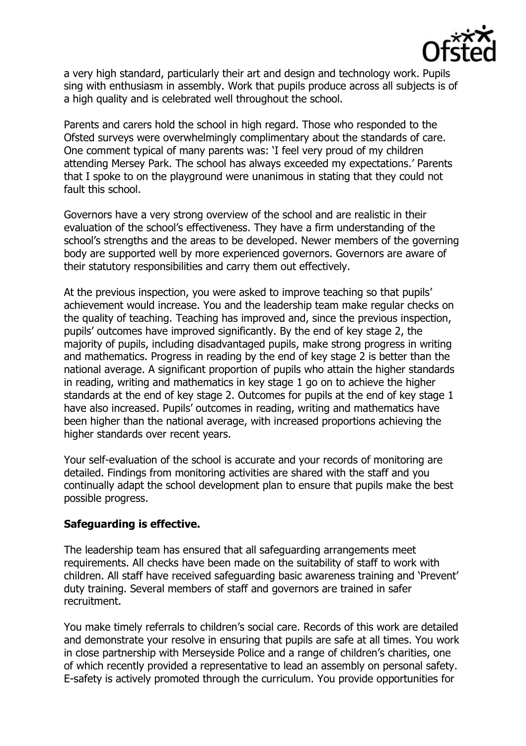a very high standard, particularly their art and design and technology work. Pupils sing with enthusiasm in assembly. Work that pupils produce across all subjects is of a high quality and is celebrated well throughout the school.

Parents and carers hold the school in high regard. Those who responded to the Ofsted surveys were overwhelmingly complimentary about the standards of care. One comment typical of many parents was: 'I feel very proud of my children attending Mersey Park. The school has always exceeded my expectations.' Parents that I spoke to on the playground were unanimous in stating that they could not fault this school.

Governors have a very strong overview of the school and are realistic in their evaluation of the school's effectiveness. They have a firm understanding of the school's strengths and the areas to be developed. Newer members of the governing body are supported well by more experienced governors. Governors are aware of their statutory responsibilities and carry them out effectively.

At the previous inspection, you were asked to improve teaching so that pupils' achievement would increase. You and the leadership team make regular checks on the quality of teaching. Teaching has improved and, since the previous inspection, pupils' outcomes have improved significantly. By the end of key stage 2, the majority of pupils, including disadvantaged pupils, make strong progress in writing and mathematics. Progress in reading by the end of key stage 2 is better than the national average. A significant proportion of pupils who attain the higher standards in reading, writing and mathematics in key stage 1 go on to achieve the higher standards at the end of key stage 2. Outcomes for pupils at the end of key stage 1 have also increased. Pupils' outcomes in reading, writing and mathematics have been higher than the national average, with increased proportions achieving the higher standards over recent years.

Your self-evaluation of the school is accurate and your records of monitoring are detailed. Findings from monitoring activities are shared with the staff and you continually adapt the school development plan to ensure that pupils make the best possible progress.

**Safeguarding is effective.**

The leadership team has ensured that all safeguarding arrangements meet requirements. All checks have been made on the suitability of staff to work with children. All staff have received safeguarding basic awareness training and 'Prevent' duty training. Several members of staff and governors are trained in safer recruitment.

You make timely referrals to children's social care. Records of this work are detailed and demonstrate your resolve in ensuring that pupils are safe at all times. You work in close partnership with Merseyside Police and a range of children's charities, one of which recently provided a representative to lead an assembly on personal safety. E-safety is actively promoted through the curriculum. You provide opportunities for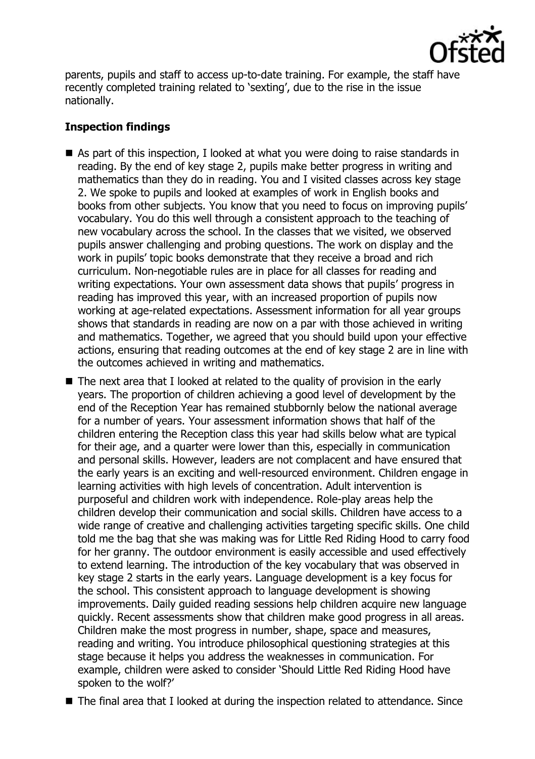parents, pupils and staff to access up-to-date training. For example, the staff have recently completed training related to 'sexting', due to the rise in the issue nationally.

**Inspection findings**

- As part of this inspection, I looked at what you were doing to raise standards in reading. By the end of key stage 2, pupils make better progress in writing and mathematics than they do in reading. You and I visited classes across key stage 2. We spoke to pupils and looked at examples of work in English books and books from other subjects. You know that you need to focus on improving pupils' vocabulary. You do this well through a consistent approach to the teaching of new vocabulary across the school. In the classes that we visited, we observed pupils answer challenging and probing questions. The work on display and the work in pupils' topic books demonstrate that they receive a broad and rich curriculum. Non-negotiable rules are in place for all classes for reading and writing expectations. Your own assessment data shows that pupils' progress in reading has improved this year, with an increased proportion of pupils now working at age-related expectations. Assessment information for all year groups shows that standards in reading are now on a par with those achieved in writing and mathematics. Together, we agreed that you should build upon your effective actions, ensuring that reading outcomes at the end of key stage 2 are in line with the outcomes achieved in writing and mathematics.
- The next area that I looked at related to the quality of provision in the early years. The proportion of children achieving a good level of development by the end of the Reception Year has remained stubbornly below the national average for a number of years. Your assessment information shows that half of the children entering the Reception class this year had skills below what are typical for their age, and a quarter were lower than this, especially in communication and personal skills. However, leaders are not complacent and have ensured that the early years is an exciting and well-resourced environment. Children engage in learning activities with high levels of concentration. Adult intervention is purposeful and children work with independence. Role-play areas help the children develop their communication and social skills. Children have access to a wide range of creative and challenging activities targeting specific skills. One child told me the bag that she was making was for Little Red Riding Hood to carry food for her granny. The outdoor environment is easily accessible and used effectively to extend learning. The introduction of the key vocabulary that was observed in key stage 2 starts in the early years. Language development is a key focus for the school. This consistent approach to language development is showing improvements. Daily guided reading sessions help children acquire new language quickly. Recent assessments show that children make good progress in all areas. Children make the most progress in number, shape, space and measures, reading and writing. You introduce philosophical questioning strategies at this stage because it helps you address the weaknesses in communication. For example, children were asked to consider 'Should Little Red Riding Hood have spoken to the wolf?'
- The final area that I looked at during the inspection related to attendance. Since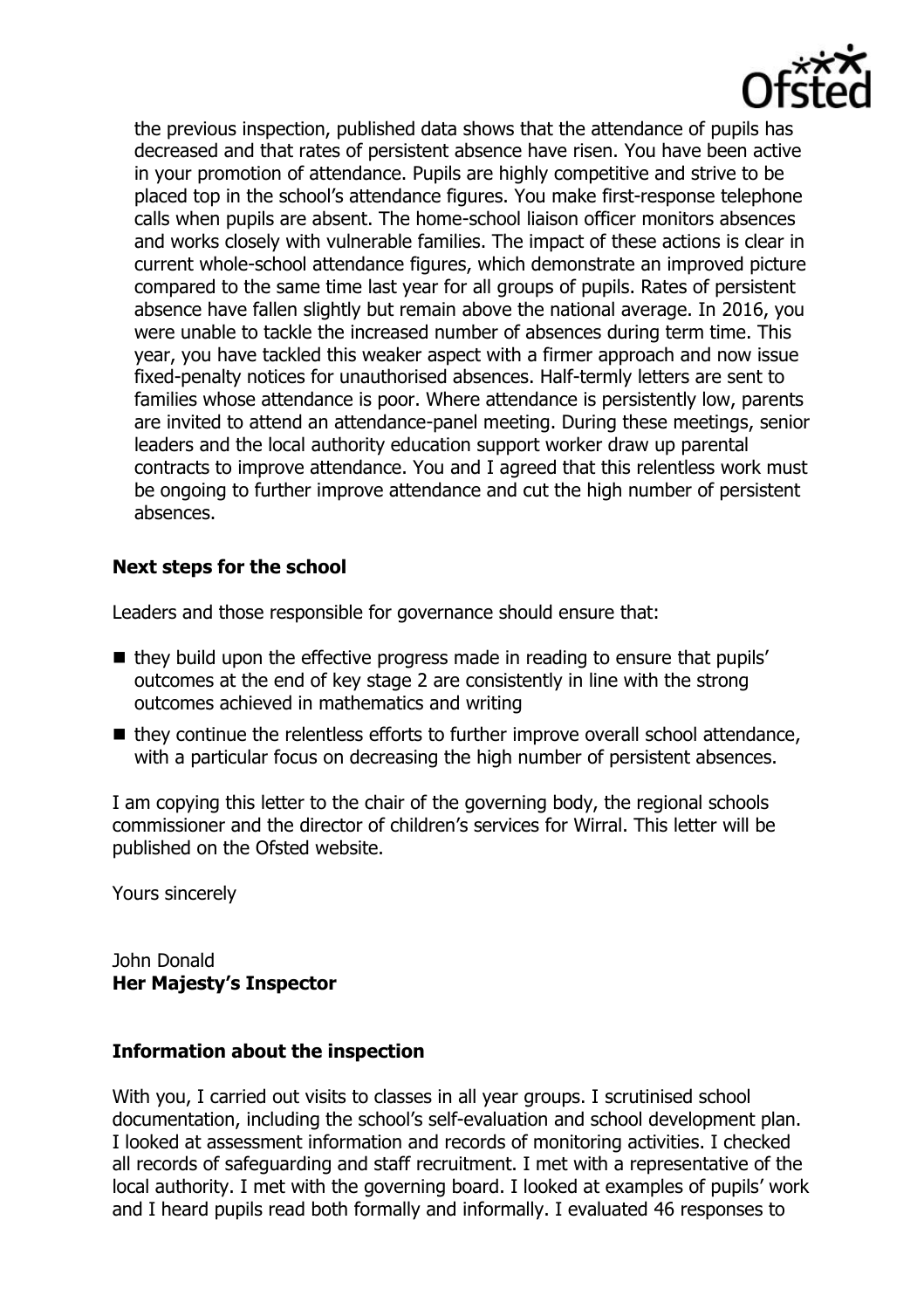the previous inspection, published data shows that the attendance of pupils has decreased and that rates of persistent absence have risen. You have been active in your promotion of attendance. Pupils are highly competitive and strive to be placed top in the school's attendance figures. You make first-response telephone calls when pupils are absent. The home-school liaison officer monitors absences and works closely with vulnerable families. The impact of these actions is clear in current whole-school attendance figures, which demonstrate an improved picture compared to the same time last year for all groups of pupils. Rates of persistent absence have fallen slightly but remain above the national average. In 2016, you were unable to tackle the increased number of absences during term time. This year, you have tackled this weaker aspect with a firmer approach and now issue fixed-penalty notices for unauthorised absences. Half-termly letters are sent to families whose attendance is poor. Where attendance is persistently low, parents are invited to attend an attendance-panel meeting. During these meetings, senior leaders and the local authority education support worker draw up parental contracts to improve attendance. You and I agreed that this relentless work must be ongoing to further improve attendance and cut the high number of persistent absences.

### Next steps for the school

Leaders and those responsible for governance should ensure that:

- they build upon the effective progress made in reading to ensure that pupils' outcomes at the end of key stage 2 are consistently in line with the strong outcomes achieved in mathematics and writing
- they continue the relentless efforts to further improve overall school attendance, with a particular focus on decreasing the high number of persistent absences.

I am copying this letter to the chair of the governing body, the regional schools commissioner and the director of children's services for Wirral. This letter will be published on the Ofsted website.

Yours sincerely

John Donald
**Her Majesty's Inspector**

### Information about the inspection

With you, I carried out visits to classes in all year groups. I scrutinised school documentation, including the school's self-evaluation and school development plan. I looked at assessment information and records of monitoring activities. I checked all records of safeguarding and staff recruitment. I met with a representative of the local authority. I met with the governing board. I looked at examples of pupils' work and I heard pupils read both formally and informally. I evaluated 46 responses to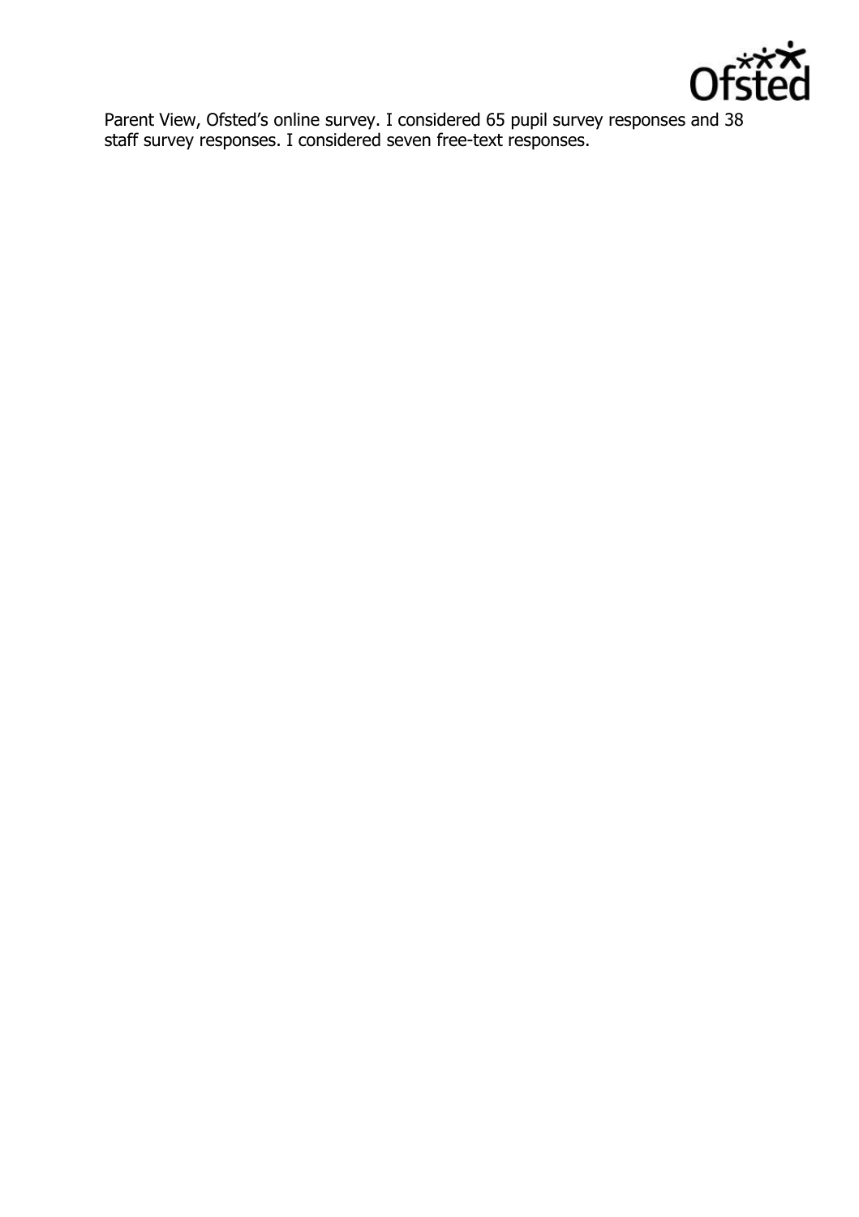Parent View, Ofsted's online survey. I considered 65 pupil survey responses and 38 staff survey responses. I considered seven free-text responses.